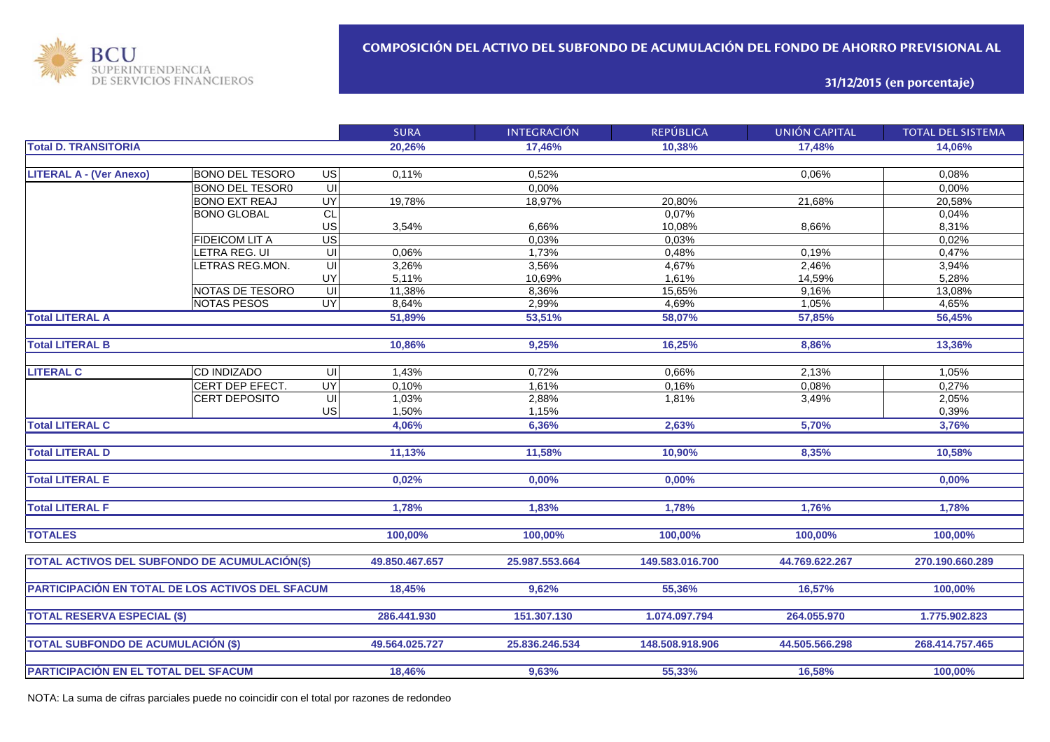BCU SUPERINTENDENCIA DE SERVICIOS FINANCIEROS

# COMPOSICIÓN DEL ACTIVO DEL SUBFONDO DE ACUMULACIÓN DEL FONDO DE AHORRO PREVISIONAL AL

## 31/12/2015 (en porcentaje)

| | | | SURA | INTEGRACIÓN | REPÚBLICA | UNIÓN CAPITAL | TOTAL DEL SISTEMA |
|---|---|---|---|---|---|---|---|
| **Total D. TRANSITORIA** | | | **20,26%** | **17,46%** | **10,38%** | **17,48%** | **14,06%** |
| **LITERAL A - (Ver Anexo)** | BONO DEL TESORO | US | 0,11% | 0,52% | | 0,06% | 0,08% |
| | BONO DEL TESOR0 | UI | | 0,00% | | | 0,00% |
| | BONO EXT REAJ | UY | 19,78% | 18,97% | 20,80% | 21,68% | 20,58% |
| | BONO GLOBAL | CL | | | 0,07% | | 0,04% |
| | | US | 3,54% | 6,66% | 10,08% | 8,66% | 8,31% |
| | FIDEICOM LIT A | US | | 0,03% | 0,03% | | 0,02% |
| | LETRA REG. UI | UI | 0,06% | 1,73% | 0,48% | 0,19% | 0,47% |
| | LETRAS REG.MON. | UI | 3,26% | 3,56% | 4,67% | 2,46% | 3,94% |
| | | UY | 5,11% | 10,69% | 1,61% | 14,59% | 5,28% |
| | NOTAS DE TESORO | UI | 11,38% | 8,36% | 15,65% | 9,16% | 13,08% |
| | NOTAS PESOS | UY | 8,64% | 2,99% | 4,69% | 1,05% | 4,65% |
| **Total LITERAL A** | | | **51,89%** | **53,51%** | **58,07%** | **57,85%** | **56,45%** |
| **Total LITERAL B** | | | **10,86%** | **9,25%** | **16,25%** | **8,86%** | **13,36%** |
| **LITERAL C** | CD INDIZADO | UI | 1,43% | 0,72% | 0,66% | 2,13% | 1,05% |
| | CERT DEP EFECT. | UY | 0,10% | 1,61% | 0,16% | 0,08% | 0,27% |
| | CERT DEPOSITO | UI | 1,03% | 2,88% | 1,81% | 3,49% | 2,05% |
| | | US | 1,50% | 1,15% | | | 0,39% |
| **Total LITERAL C** | | | **4,06%** | **6,36%** | **2,63%** | **5,70%** | **3,76%** |
| **Total LITERAL D** | | | **11,13%** | **11,58%** | **10,90%** | **8,35%** | **10,58%** |
| **Total LITERAL E** | | | **0,02%** | **0,00%** | **0,00%** | | **0,00%** |
| **Total LITERAL F** | | | **1,78%** | **1,83%** | **1,78%** | **1,76%** | **1,78%** |
| **TOTALES** | | | **100,00%** | **100,00%** | **100,00%** | **100,00%** | **100,00%** |
| **TOTAL ACTIVOS DEL SUBFONDO DE ACUMULACIÓN($)** | | | **49.850.467.657** | **25.987.553.664** | **149.583.016.700** | **44.769.622.267** | **270.190.660.289** |
| **PARTICIPACIÓN EN TOTAL DE LOS ACTIVOS DEL SFACUM** | | | **18,45%** | **9,62%** | **55,36%** | **16,57%** | **100,00%** |
| **TOTAL RESERVA ESPECIAL ($)** | | | **286.441.930** | **151.307.130** | **1.074.097.794** | **264.055.970** | **1.775.902.823** |
| **TOTAL SUBFONDO DE ACUMULACIÓN ($)** | | | **49.564.025.727** | **25.836.246.534** | **148.508.918.906** | **44.505.566.298** | **268.414.757.465** |
| **PARTICIPACIÓN EN EL TOTAL DEL SFACUM** | | | **18,46%** | **9,63%** | **55,33%** | **16,58%** | **100,00%** |

NOTA: La suma de cifras parciales puede no coincidir con el total por razones de redondeo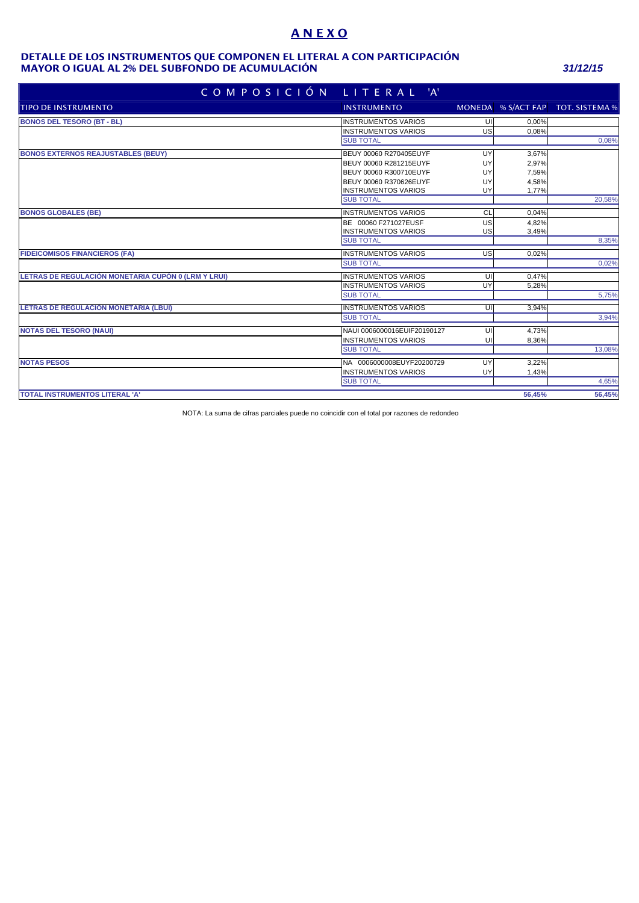# A N E X O

## DETALLE DE LOS INSTRUMENTOS QUE COMPONEN EL LITERAL A CON PARTICIPACIÓN MAYOR O IGUAL AL 2% DEL SUBFONDO DE ACUMULACIÓN

***31/12/15***

| COMPOSICIÓN LITERAL 'A' | | | | |
|---|---|---|---|---|
| TIPO DE INSTRUMENTO | INSTRUMENTO | MONEDA | % S/ACT FAP | TOT. SISTEMA % |
| **BONOS DEL TESORO (BT - BL)** | INSTRUMENTOS VARIOS | UI | 0,00% | |
| | INSTRUMENTOS VARIOS | US | 0,08% | |
| | SUB TOTAL | | | 0,08% |
| **BONOS EXTERNOS REAJUSTABLES (BEUY)** | BEUY 00060 R270405EUYF | UY | 3,67% | |
| | BEUY 00060 R281215EUYF | UY | 2,97% | |
| | BEUY 00060 R300710EUYF | UY | 7,59% | |
| | BEUY 00060 R370626EUYF | UY | 4,58% | |
| | INSTRUMENTOS VARIOS | UY | 1,77% | |
| | SUB TOTAL | | | 20,58% |
| **BONOS GLOBALES (BE)** | INSTRUMENTOS VARIOS | CL | 0,04% | |
| | BE 00060 F271027EUSF | US | 4,82% | |
| | INSTRUMENTOS VARIOS | US | 3,49% | |
| | SUB TOTAL | | | 8,35% |
| **FIDEICOMISOS FINANCIEROS (FA)** | INSTRUMENTOS VARIOS | US | 0,02% | |
| | SUB TOTAL | | | 0,02% |
| **LETRAS DE REGULACIÓN MONETARIA CUPÓN 0 (LRM Y LRUI)** | INSTRUMENTOS VARIOS | UI | 0,47% | |
| | INSTRUMENTOS VARIOS | UY | 5,28% | |
| | SUB TOTAL | | | 5,75% |
| **LETRAS DE REGULACIÓN MONETARIA (LBUI)** | INSTRUMENTOS VARIOS | UI | 3,94% | |
| | SUB TOTAL | | | 3,94% |
| **NOTAS DEL TESORO (NAUI)** | NAUI 0006000016EUIF20190127 | UI | 4,73% | |
| | INSTRUMENTOS VARIOS | UI | 8,36% | |
| | SUB TOTAL | | | 13,08% |
| **NOTAS PESOS** | NA 0006000008EUYF20200729 | UY | 3,22% | |
| | INSTRUMENTOS VARIOS | UY | 1,43% | |
| | SUB TOTAL | | | 4,65% |
| **TOTAL INSTRUMENTOS LITERAL 'A'** | | | **56,45%** | **56,45%** |

NOTA: La suma de cifras parciales puede no coincidir con el total por razones de redondeo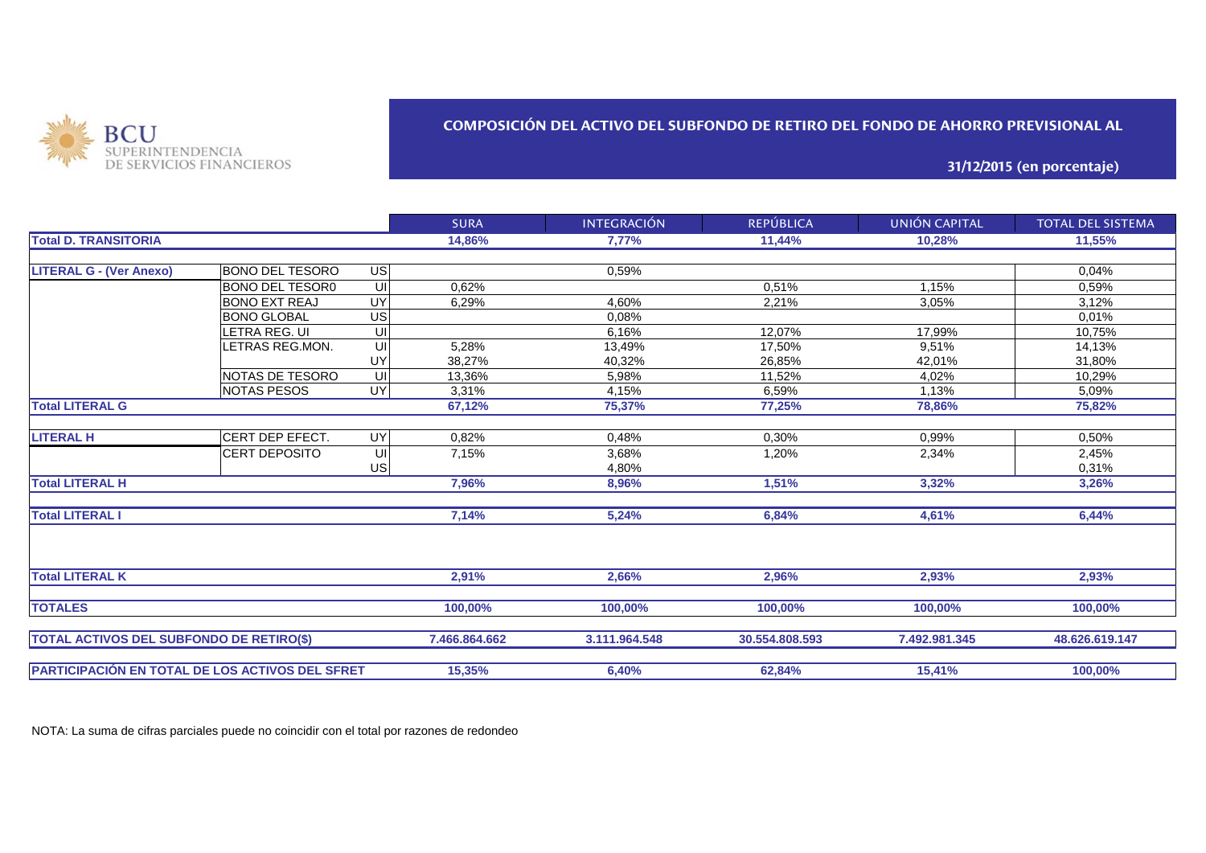BCU SUPERINTENDENCIA DE SERVICIOS FINANCIEROS

## COMPOSICIÓN DEL ACTIVO DEL SUBFONDO DE RETIRO DEL FONDO DE AHORRO PREVISIONAL AL

### 31/12/2015 (en porcentaje)

| | | | SURA | INTEGRACIÓN | REPÚBLICA | UNIÓN CAPITAL | TOTAL DEL SISTEMA |
|---|---|---|---|---|---|---|---|
| **Total D. TRANSITORIA** | | | **14,86%** | **7,77%** | **11,44%** | **10,28%** | **11,55%** |
| **LITERAL G - (Ver Anexo)** | BONO DEL TESORO | US | | 0,59% | | | 0,04% |
| | BONO DEL TESOR0 | UI | 0,62% | | 0,51% | 1,15% | 0,59% |
| | BONO EXT REAJ | UY | 6,29% | 4,60% | 2,21% | 3,05% | 3,12% |
| | BONO GLOBAL | US | | 0,08% | | | 0,01% |
| | LETRA REG. UI | UI | | 6,16% | 12,07% | 17,99% | 10,75% |
| | LETRAS REG.MON. | UI | 5,28% | 13,49% | 17,50% | 9,51% | 14,13% |
| | | UY | 38,27% | 40,32% | 26,85% | 42,01% | 31,80% |
| | NOTAS DE TESORO | UI | 13,36% | 5,98% | 11,52% | 4,02% | 10,29% |
| | NOTAS PESOS | UY | 3,31% | 4,15% | 6,59% | 1,13% | 5,09% |
| **Total LITERAL G** | | | **67,12%** | **75,37%** | **77,25%** | **78,86%** | **75,82%** |
| **LITERAL H** | CERT DEP EFECT. | UY | 0,82% | 0,48% | 0,30% | 0,99% | 0,50% |
| | CERT DEPOSITO | UI | 7,15% | 3,68% | 1,20% | 2,34% | 2,45% |
| | | US | | 4,80% | | | 0,31% |
| **Total LITERAL H** | | | **7,96%** | **8,96%** | **1,51%** | **3,32%** | **3,26%** |
| **Total LITERAL I** | | | **7,14%** | **5,24%** | **6,84%** | **4,61%** | **6,44%** |
| **Total LITERAL K** | | | **2,91%** | **2,66%** | **2,96%** | **2,93%** | **2,93%** |
| **TOTALES** | | | **100,00%** | **100,00%** | **100,00%** | **100,00%** | **100,00%** |
| **TOTAL ACTIVOS DEL SUBFONDO DE RETIRO($)** | | | **7.466.864.662** | **3.111.964.548** | **30.554.808.593** | **7.492.981.345** | **48.626.619.147** |
| **PARTICIPACIÓN EN TOTAL DE LOS ACTIVOS DEL SFRET** | | | **15,35%** | **6,40%** | **62,84%** | **15,41%** | **100,00%** |

NOTA: La suma de cifras parciales puede no coincidir con el total por razones de redondeo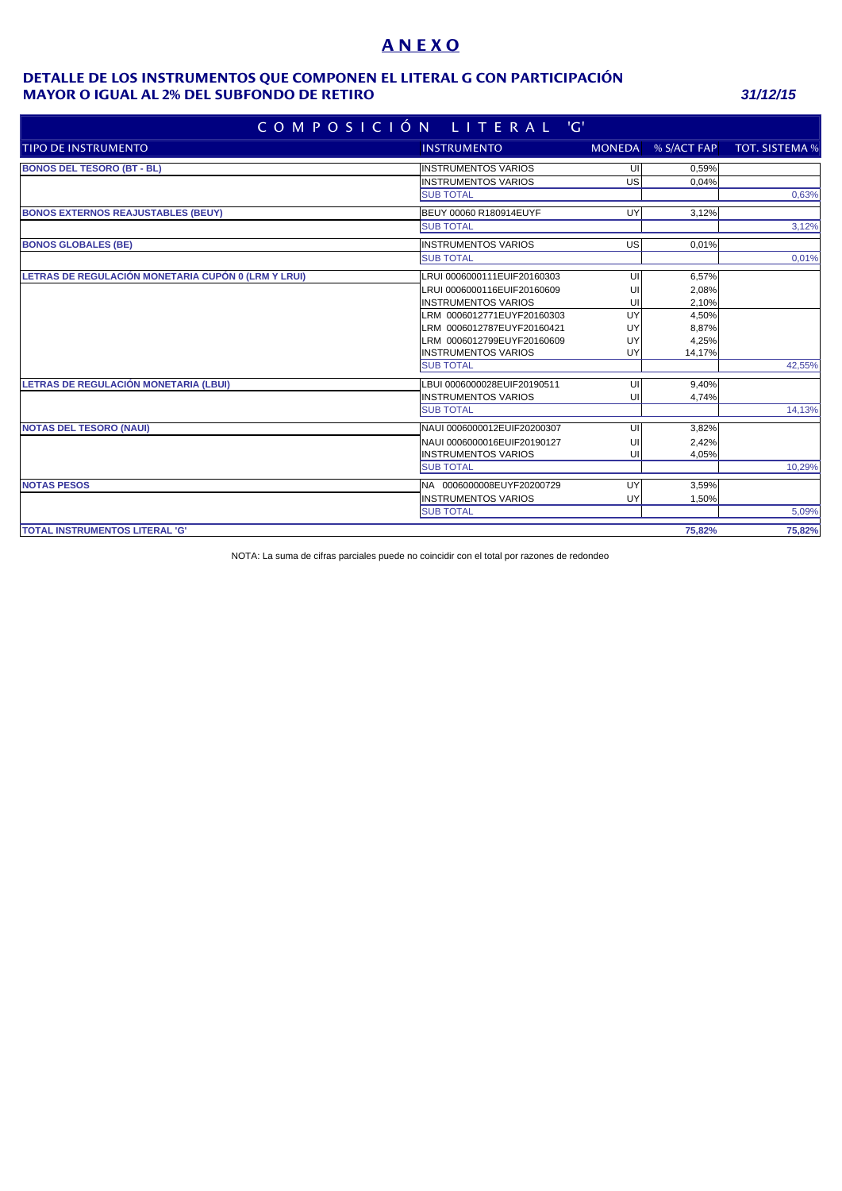# A N E X O

## DETALLE DE LOS INSTRUMENTOS QUE COMPONEN EL LITERAL G CON PARTICIPACIÓN MAYOR O IGUAL AL 2% DEL SUBFONDO DE RETIRO

*31/12/15*

| COMPOSICIÓN LITERAL 'G' | | | | |
|---|---|---|---|---|
| TIPO DE INSTRUMENTO | INSTRUMENTO | MONEDA | % S/ACT FAP | TOT. SISTEMA % |
| **BONOS DEL TESORO (BT - BL)** | INSTRUMENTOS VARIOS | UI | 0,59% | |
| | INSTRUMENTOS VARIOS | US | 0,04% | |
| | SUB TOTAL | | | 0,63% |
| **BONOS EXTERNOS REAJUSTABLES (BEUY)** | BEUY 00060 R180914EUYF | UY | 3,12% | |
| | SUB TOTAL | | | 3,12% |
| **BONOS GLOBALES (BE)** | INSTRUMENTOS VARIOS | US | 0,01% | |
| | SUB TOTAL | | | 0,01% |
| **LETRAS DE REGULACIÓN MONETARIA CUPÓN 0 (LRM Y LRUI)** | LRUI 0006000111EUIF20160303 | UI | 6,57% | |
| | LRUI 0006000116EUIF20160609 | UI | 2,08% | |
| | INSTRUMENTOS VARIOS | UI | 2,10% | |
| | LRM 0006012771EUYF20160303 | UY | 4,50% | |
| | LRM 0006012787EUYF20160421 | UY | 8,87% | |
| | LRM 0006012799EUYF20160609 | UY | 4,25% | |
| | INSTRUMENTOS VARIOS | UY | 14,17% | |
| | SUB TOTAL | | | 42,55% |
| **LETRAS DE REGULACIÓN MONETARIA (LBUI)** | LBUI 0006000028EUIF20190511 | UI | 9,40% | |
| | INSTRUMENTOS VARIOS | UI | 4,74% | |
| | SUB TOTAL | | | 14,13% |
| **NOTAS DEL TESORO (NAUI)** | NAUI 0006000012EUIF20200307 | UI | 3,82% | |
| | NAUI 0006000016EUIF20190127 | UI | 2,42% | |
| | INSTRUMENTOS VARIOS | UI | 4,05% | |
| | SUB TOTAL | | | 10,29% |
| **NOTAS PESOS** | NA 0006000008EUYF20200729 | UY | 3,59% | |
| | INSTRUMENTOS VARIOS | UY | 1,50% | |
| | SUB TOTAL | | | 5,09% |
| **TOTAL INSTRUMENTOS LITERAL 'G'** | | | **75,82%** | **75,82%** |

NOTA: La suma de cifras parciales puede no coincidir con el total por razones de redondeo